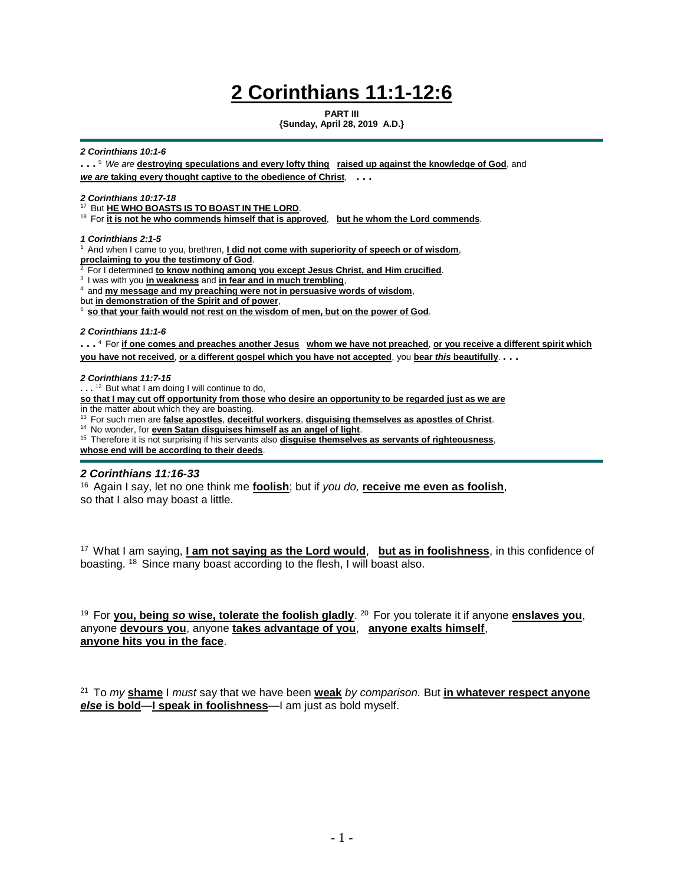# 2 Corinthians 11:1-12:6

**PART III**
**{Sunday, April 28, 2019 A.D.}**

---

***2 Corinthians 10:1-6***

**. . .** [5] *We are* **destroying speculations and every lofty thing raised up against the knowledge of God**, and ***we are* taking every thought captive to the obedience of Christ**, **. . .**

***2 Corinthians 10:17-18***

[17] But **HE WHO BOASTS IS TO BOAST IN THE LORD**.
[18] For **it is not he who commends himself that is approved**, **but he whom the Lord commends**.

***1 Corinthians 2:1-5***

[1] And when I came to you, brethren, **I did not come with superiority of speech or of wisdom**, **proclaiming to you the testimony of God**.
[2] For I determined **to know nothing among you except Jesus Christ, and Him crucified**.
[3] I was with you **in weakness** and **in fear and in much trembling**,
[4] and **my message and my preaching were not in persuasive words of wisdom**,
but **in demonstration of the Spirit and of power**,
[5] **so that your faith would not rest on the wisdom of men, but on the power of God**.

***2 Corinthians 11:1-6***

**. . .** [4] For **if one comes and preaches another Jesus whom we have not preached**, **or you receive a different spirit which you have not received**, **or a different gospel which you have not accepted**, you **bear *this* beautifully**. **. . .**

***2 Corinthians 11:7-15***

**. . .** [12] But what I am doing I will continue to do,
**so that I may cut off opportunity from those who desire an opportunity to be regarded just as we are**
in the matter about which they are boasting.
[13] For such men are **false apostles**, **deceitful workers**, **disguising themselves as apostles of Christ**.
[14] No wonder, for **even Satan disguises himself as an angel of light**.
[15] Therefore it is not surprising if his servants also **disguise themselves as servants of righteousness**,
**whose end will be according to their deeds**.

---

## *2 Corinthians 11:16-33*

[16] Again I say, let no one think me **foolish**; but if *you do,* **receive me even as foolish**,
so that I also may boast a little.

[17] What I am saying, **I am not saying as the Lord would**, **but as in foolishness**, in this confidence of boasting. [18] Since many boast according to the flesh, I will boast also.

[19] For **you, being *so* wise, tolerate the foolish gladly**. [20] For you tolerate it if anyone **enslaves you**, anyone **devours you**, anyone **takes advantage of you**, **anyone exalts himself**,
**anyone hits you in the face**.

[21] To *my* **shame** I *must* say that we have been **weak** *by comparison.* But **in whatever respect anyone *else* is bold**—**I speak in foolishness**—I am just as bold myself.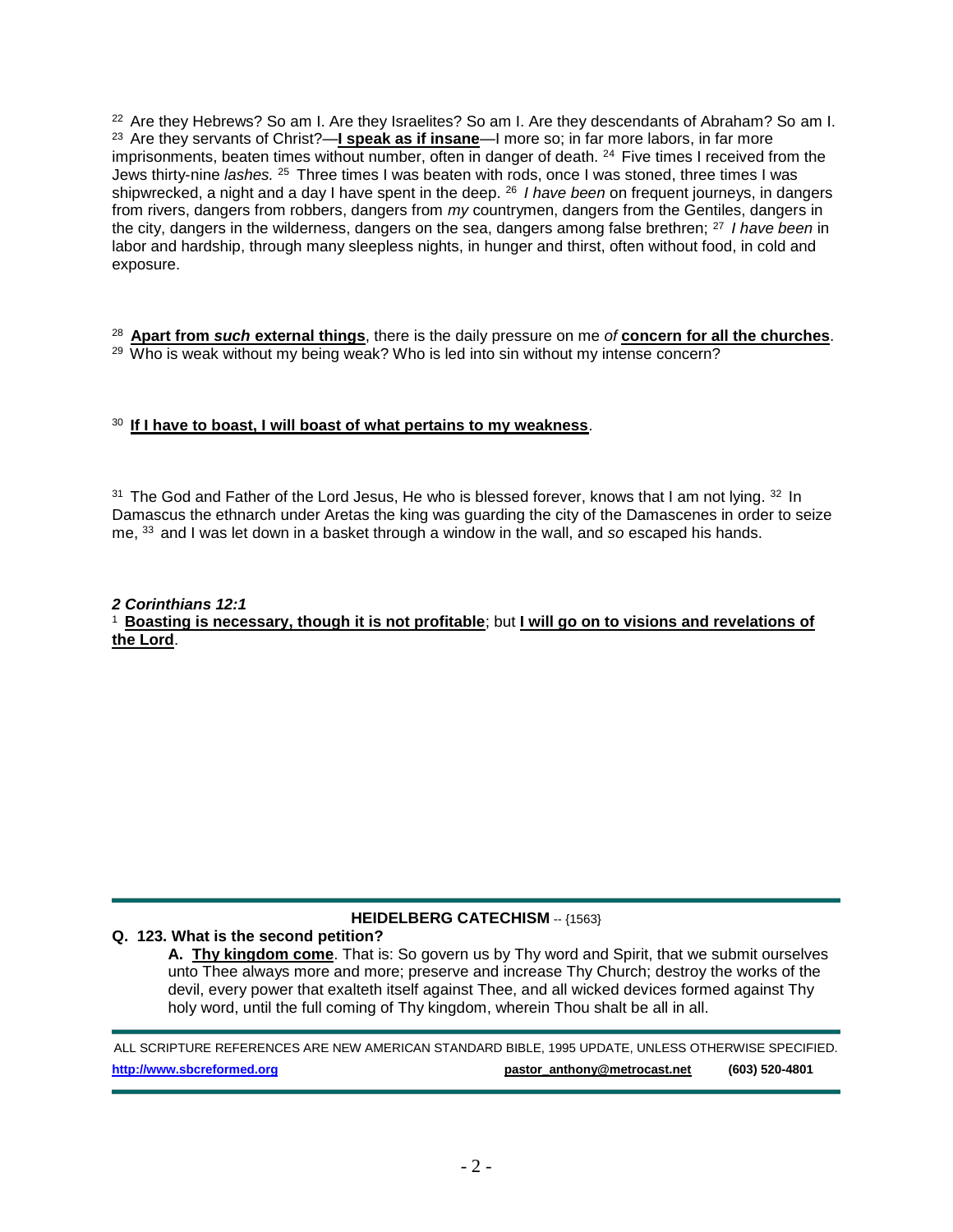[22] Are they Hebrews? So am I. Are they Israelites? So am I. Are they descendants of Abraham? So am I. [23] Are they servants of Christ?—**I speak as if insane**—I more so; in far more labors, in far more imprisonments, beaten times without number, often in danger of death. [24] Five times I received from the Jews thirty-nine *lashes.* [25] Three times I was beaten with rods, once I was stoned, three times I was shipwrecked, a night and a day I have spent in the deep. [26] *I have been* on frequent journeys, in dangers from rivers, dangers from robbers, dangers from *my* countrymen, dangers from the Gentiles, dangers in the city, dangers in the wilderness, dangers on the sea, dangers among false brethren; [27] *I have been* in labor and hardship, through many sleepless nights, in hunger and thirst, often without food, in cold and exposure.

[28] **Apart from *such* external things**, there is the daily pressure on me *of* **concern for all the churches**. [29] Who is weak without my being weak? Who is led into sin without my intense concern?

[30] **If I have to boast, I will boast of what pertains to my weakness**.

[31] The God and Father of the Lord Jesus, He who is blessed forever, knows that I am not lying. [32] In Damascus the ethnarch under Aretas the king was guarding the city of the Damascenes in order to seize me, [33] and I was let down in a basket through a window in the wall, and *so* escaped his hands.

***2 Corinthians 12:1***

[1] **Boasting is necessary, though it is not profitable**; but **I will go on to visions and revelations of the Lord**.

---

**HEIDELBERG CATECHISM** -- {1563}

**Q. 123. What is the second petition?**

**A. Thy kingdom come**. That is: So govern us by Thy word and Spirit, that we submit ourselves unto Thee always more and more; preserve and increase Thy Church; destroy the works of the devil, every power that exalteth itself against Thee, and all wicked devices formed against Thy holy word, until the full coming of Thy kingdom, wherein Thou shalt be all in all.

---

ALL SCRIPTURE REFERENCES ARE NEW AMERICAN STANDARD BIBLE, 1995 UPDATE, UNLESS OTHERWISE SPECIFIED.

http://www.sbcreformed.org pastor_anthony@metrocast.net (603) 520-4801